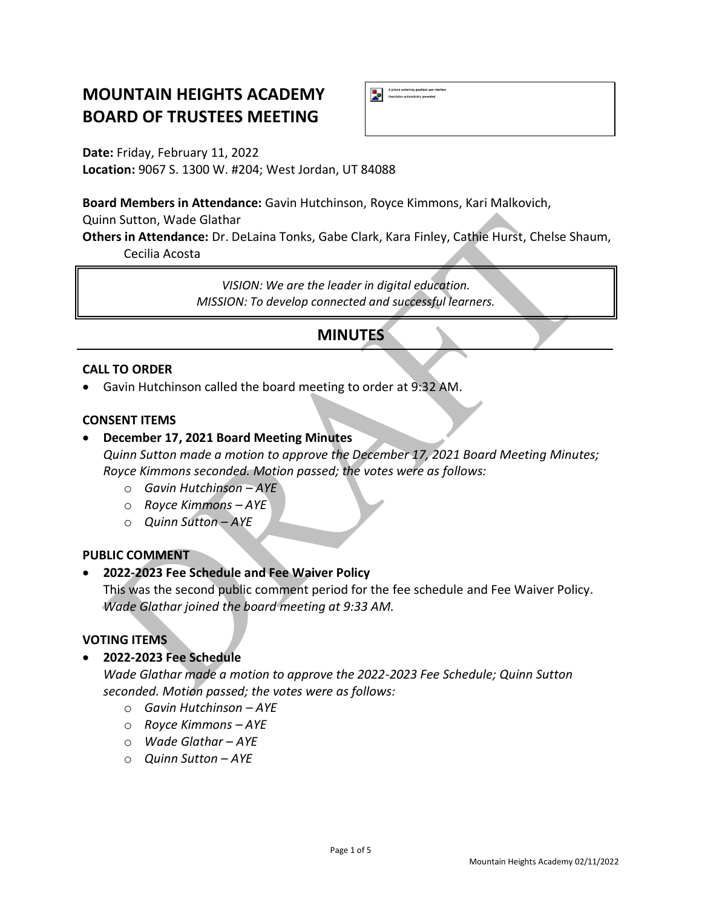# MOUNTAIN HEIGHTS ACADEMY BOARD OF TRUSTEES MEETING

**Date:** Friday, February 11, 2022
**Location:** 9067 S. 1300 W. #204; West Jordan, UT 84088

**Board Members in Attendance:** Gavin Hutchinson, Royce Kimmons, Kari Malkovich, Quinn Sutton, Wade Glathar
**Others in Attendance:** Dr. DeLaina Tonks, Gabe Clark, Kara Finley, Cathie Hurst, Chelse Shaum, Cecilia Acosta

*VISION: We are the leader in digital education.*
*MISSION: To develop connected and successful learners.*

## MINUTES

### CALL TO ORDER

- Gavin Hutchinson called the board meeting to order at 9:32 AM.

### CONSENT ITEMS

- **December 17, 2021 Board Meeting Minutes**
  *Quinn Sutton made a motion to approve the December 17, 2021 Board Meeting Minutes; Royce Kimmons seconded. Motion passed; the votes were as follows:*
  - *Gavin Hutchinson – AYE*
  - *Royce Kimmons – AYE*
  - *Quinn Sutton – AYE*

### PUBLIC COMMENT

- **2022-2023 Fee Schedule and Fee Waiver Policy**
  This was the second public comment period for the fee schedule and Fee Waiver Policy.
  *Wade Glathar joined the board meeting at 9:33 AM.*

### VOTING ITEMS

- **2022-2023 Fee Schedule**
  *Wade Glathar made a motion to approve the 2022-2023 Fee Schedule; Quinn Sutton seconded. Motion passed; the votes were as follows:*
  - *Gavin Hutchinson – AYE*
  - *Royce Kimmons – AYE*
  - *Wade Glathar – AYE*
  - *Quinn Sutton – AYE*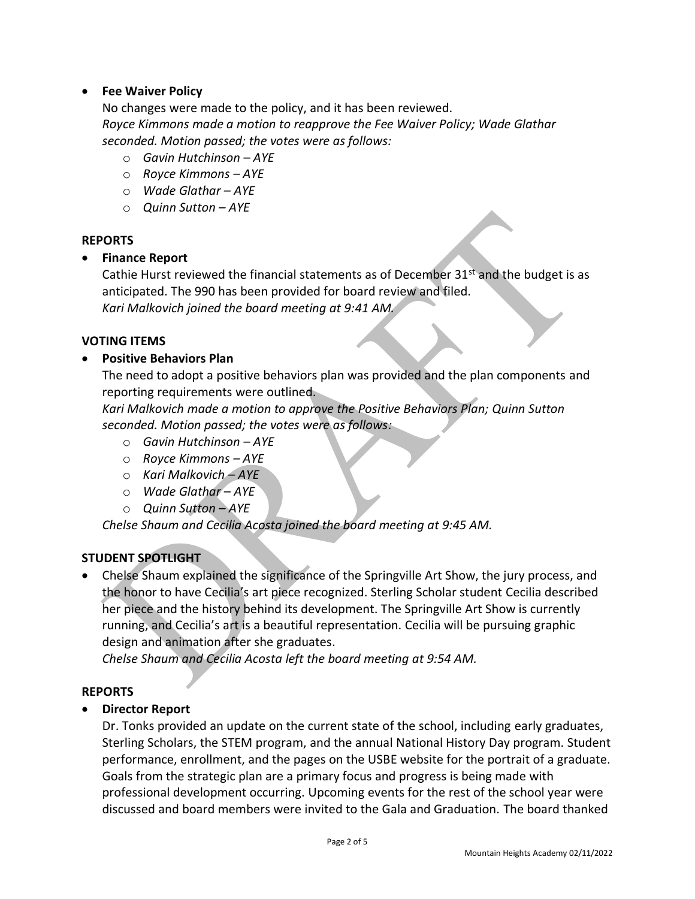- **Fee Waiver Policy**

  No changes were made to the policy, and it has been reviewed.
  *Royce Kimmons made a motion to reapprove the Fee Waiver Policy; Wade Glathar seconded. Motion passed; the votes were as follows:*
  - *Gavin Hutchinson – AYE*
  - *Royce Kimmons – AYE*
  - *Wade Glathar – AYE*
  - *Quinn Sutton – AYE*

**REPORTS**

- **Finance Report**

  Cathie Hurst reviewed the financial statements as of December 31st and the budget is as anticipated. The 990 has been provided for board review and filed.
  *Kari Malkovich joined the board meeting at 9:41 AM.*

**VOTING ITEMS**

- **Positive Behaviors Plan**

  The need to adopt a positive behaviors plan was provided and the plan components and reporting requirements were outlined.
  *Kari Malkovich made a motion to approve the Positive Behaviors Plan; Quinn Sutton seconded. Motion passed; the votes were as follows:*
  - *Gavin Hutchinson – AYE*
  - *Royce Kimmons – AYE*
  - *Kari Malkovich – AYE*
  - *Wade Glathar – AYE*
  - *Quinn Sutton – AYE*

  *Chelse Shaum and Cecilia Acosta joined the board meeting at 9:45 AM.*

**STUDENT SPOTLIGHT**

- Chelse Shaum explained the significance of the Springville Art Show, the jury process, and the honor to have Cecilia's art piece recognized. Sterling Scholar student Cecilia described her piece and the history behind its development. The Springville Art Show is currently running, and Cecilia's art is a beautiful representation. Cecilia will be pursuing graphic design and animation after she graduates.
  *Chelse Shaum and Cecilia Acosta left the board meeting at 9:54 AM.*

**REPORTS**

- **Director Report**

  Dr. Tonks provided an update on the current state of the school, including early graduates, Sterling Scholars, the STEM program, and the annual National History Day program. Student performance, enrollment, and the pages on the USBE website for the portrait of a graduate. Goals from the strategic plan are a primary focus and progress is being made with professional development occurring. Upcoming events for the rest of the school year were discussed and board members were invited to the Gala and Graduation. The board thanked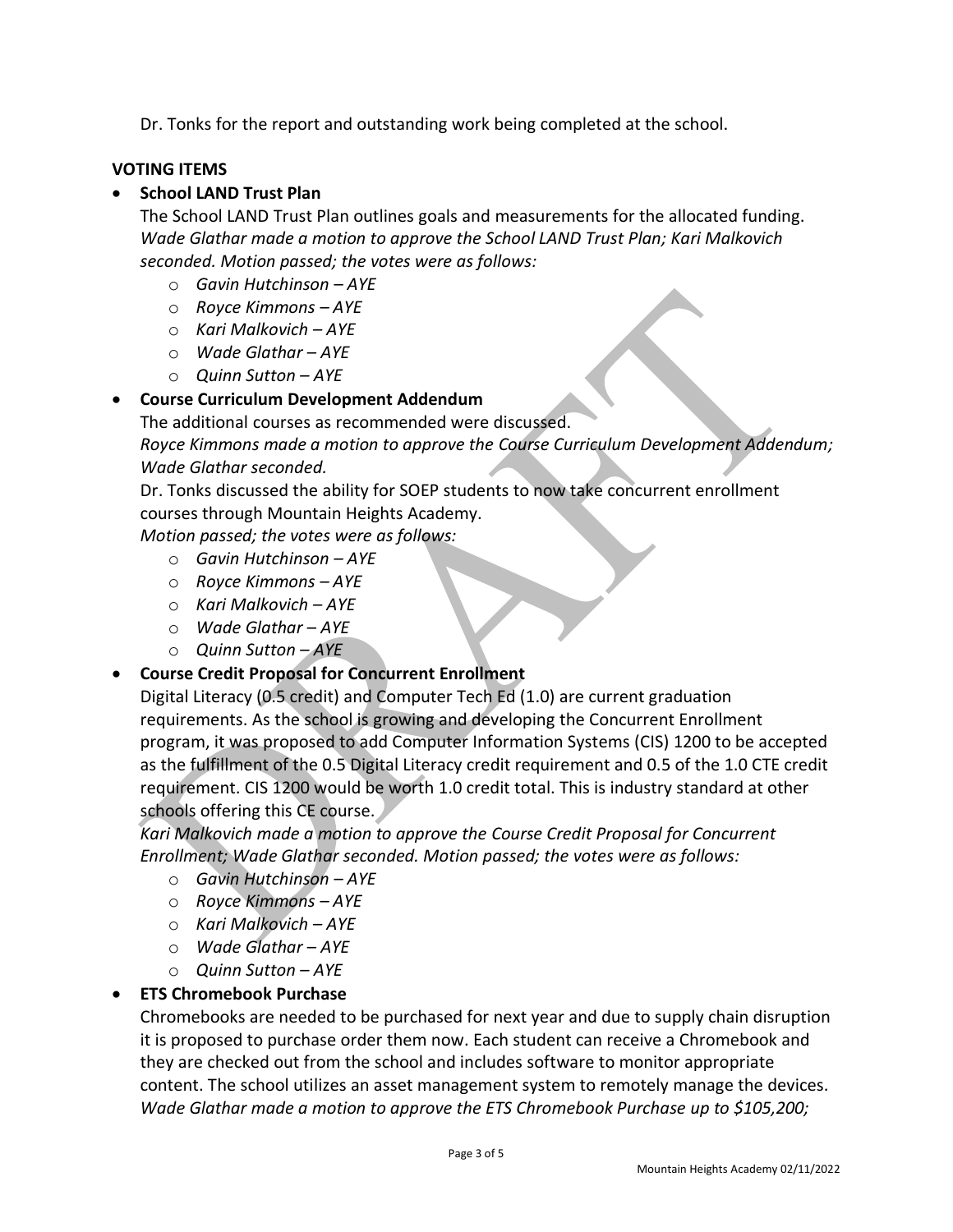Dr. Tonks for the report and outstanding work being completed at the school.

**VOTING ITEMS**

- **School LAND Trust Plan**

  The School LAND Trust Plan outlines goals and measurements for the allocated funding. *Wade Glathar made a motion to approve the School LAND Trust Plan; Kari Malkovich seconded. Motion passed; the votes were as follows:*
  - *Gavin Hutchinson – AYE*
  - *Royce Kimmons – AYE*
  - *Kari Malkovich – AYE*
  - *Wade Glathar – AYE*
  - *Quinn Sutton – AYE*

- **Course Curriculum Development Addendum**

  The additional courses as recommended were discussed.

  *Royce Kimmons made a motion to approve the Course Curriculum Development Addendum; Wade Glathar seconded.*

  Dr. Tonks discussed the ability for SOEP students to now take concurrent enrollment courses through Mountain Heights Academy.

  *Motion passed; the votes were as follows:*
  - *Gavin Hutchinson – AYE*
  - *Royce Kimmons – AYE*
  - *Kari Malkovich – AYE*
  - *Wade Glathar – AYE*
  - *Quinn Sutton – AYE*

- **Course Credit Proposal for Concurrent Enrollment**

  Digital Literacy (0.5 credit) and Computer Tech Ed (1.0) are current graduation requirements. As the school is growing and developing the Concurrent Enrollment program, it was proposed to add Computer Information Systems (CIS) 1200 to be accepted as the fulfillment of the 0.5 Digital Literacy credit requirement and 0.5 of the 1.0 CTE credit requirement. CIS 1200 would be worth 1.0 credit total. This is industry standard at other schools offering this CE course.

  *Kari Malkovich made a motion to approve the Course Credit Proposal for Concurrent Enrollment; Wade Glathar seconded. Motion passed; the votes were as follows:*
  - *Gavin Hutchinson – AYE*
  - *Royce Kimmons – AYE*
  - *Kari Malkovich – AYE*
  - *Wade Glathar – AYE*
  - *Quinn Sutton – AYE*

- **ETS Chromebook Purchase**

  Chromebooks are needed to be purchased for next year and due to supply chain disruption it is proposed to purchase order them now. Each student can receive a Chromebook and they are checked out from the school and includes software to monitor appropriate content. The school utilizes an asset management system to remotely manage the devices. *Wade Glathar made a motion to approve the ETS Chromebook Purchase up to $105,200;*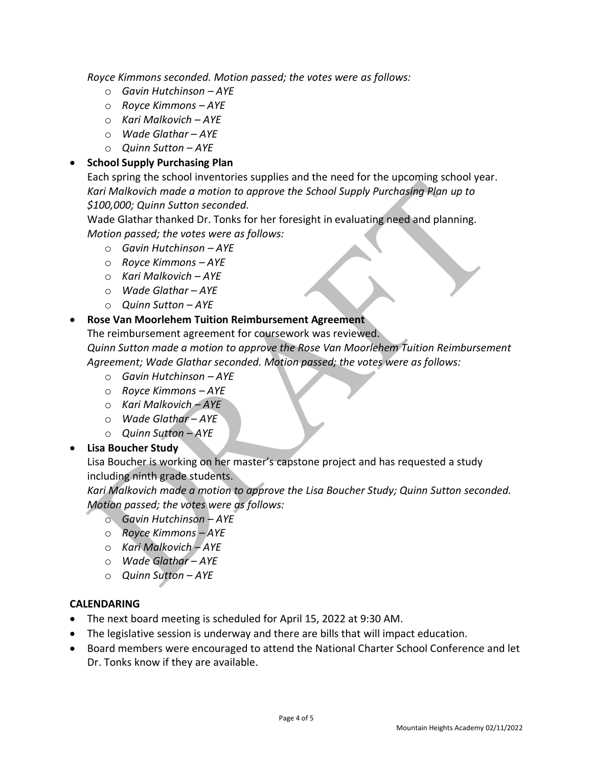*Royce Kimmons seconded. Motion passed; the votes were as follows:*

- *Gavin Hutchinson – AYE*
- *Royce Kimmons – AYE*
- *Kari Malkovich – AYE*
- *Wade Glathar – AYE*
- *Quinn Sutton – AYE*

- **School Supply Purchasing Plan**

  Each spring the school inventories supplies and the need for the upcoming school year. *Kari Malkovich made a motion to approve the School Supply Purchasing Plan up to $100,000; Quinn Sutton seconded.*

  Wade Glathar thanked Dr. Tonks for her foresight in evaluating need and planning. *Motion passed; the votes were as follows:*

  - *Gavin Hutchinson – AYE*
  - *Royce Kimmons – AYE*
  - *Kari Malkovich – AYE*
  - *Wade Glathar – AYE*
  - *Quinn Sutton – AYE*

- **Rose Van Moorlehem Tuition Reimbursement Agreement**

  The reimbursement agreement for coursework was reviewed.
  *Quinn Sutton made a motion to approve the Rose Van Moorlehem Tuition Reimbursement Agreement; Wade Glathar seconded. Motion passed; the votes were as follows:*

  - *Gavin Hutchinson – AYE*
  - *Royce Kimmons – AYE*
  - *Kari Malkovich – AYE*
  - *Wade Glathar – AYE*
  - *Quinn Sutton – AYE*

- **Lisa Boucher Study**

  Lisa Boucher is working on her master's capstone project and has requested a study including ninth grade students.

  *Kari Malkovich made a motion to approve the Lisa Boucher Study; Quinn Sutton seconded. Motion passed; the votes were as follows:*

  - *Gavin Hutchinson – AYE*
  - *Royce Kimmons – AYE*
  - *Kari Malkovich – AYE*
  - *Wade Glathar – AYE*
  - *Quinn Sutton – AYE*

**CALENDARING**

- The next board meeting is scheduled for April 15, 2022 at 9:30 AM.
- The legislative session is underway and there are bills that will impact education.
- Board members were encouraged to attend the National Charter School Conference and let Dr. Tonks know if they are available.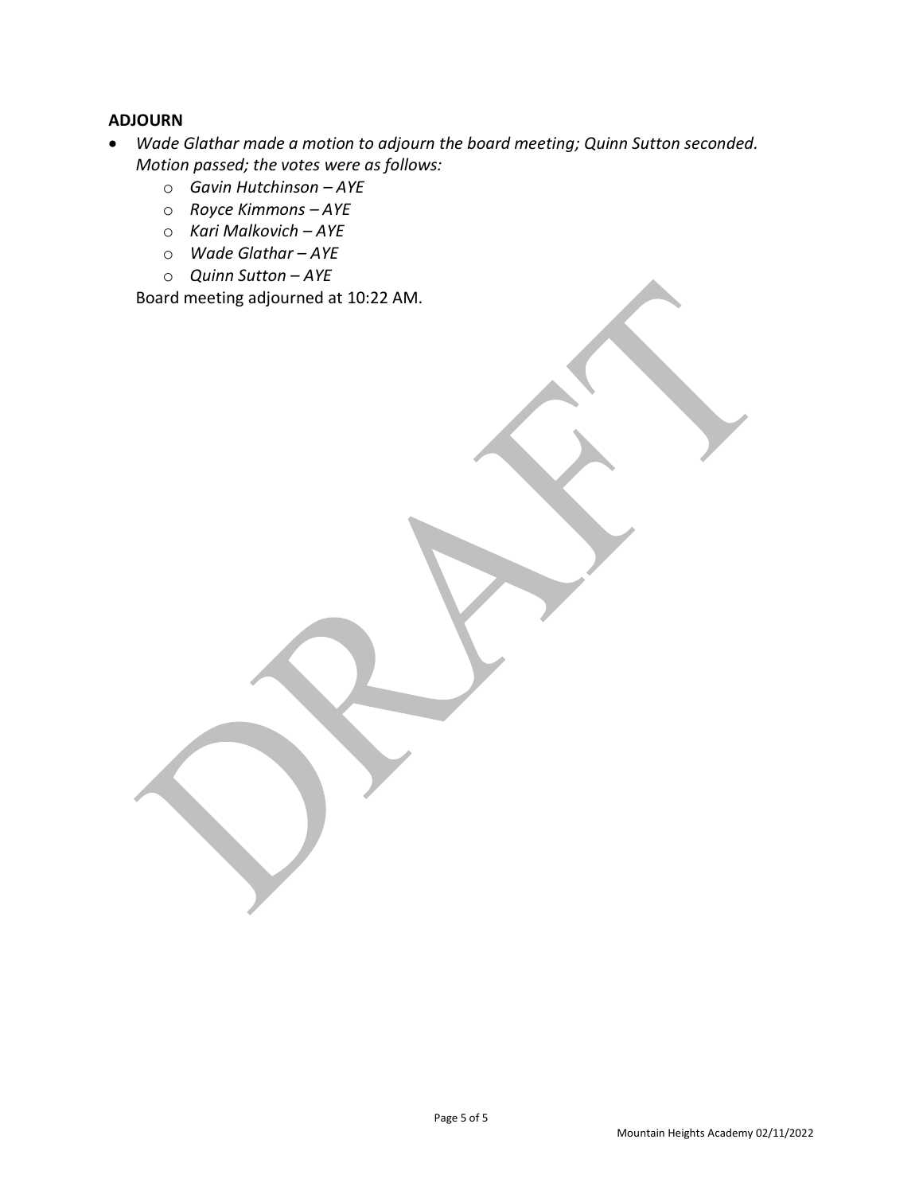## ADJOURN

- *Wade Glathar made a motion to adjourn the board meeting; Quinn Sutton seconded. Motion passed; the votes were as follows:*
    - *Gavin Hutchinson – AYE*
    - *Royce Kimmons – AYE*
    - *Kari Malkovich – AYE*
    - *Wade Glathar – AYE*
    - *Quinn Sutton – AYE*

  Board meeting adjourned at 10:22 AM.